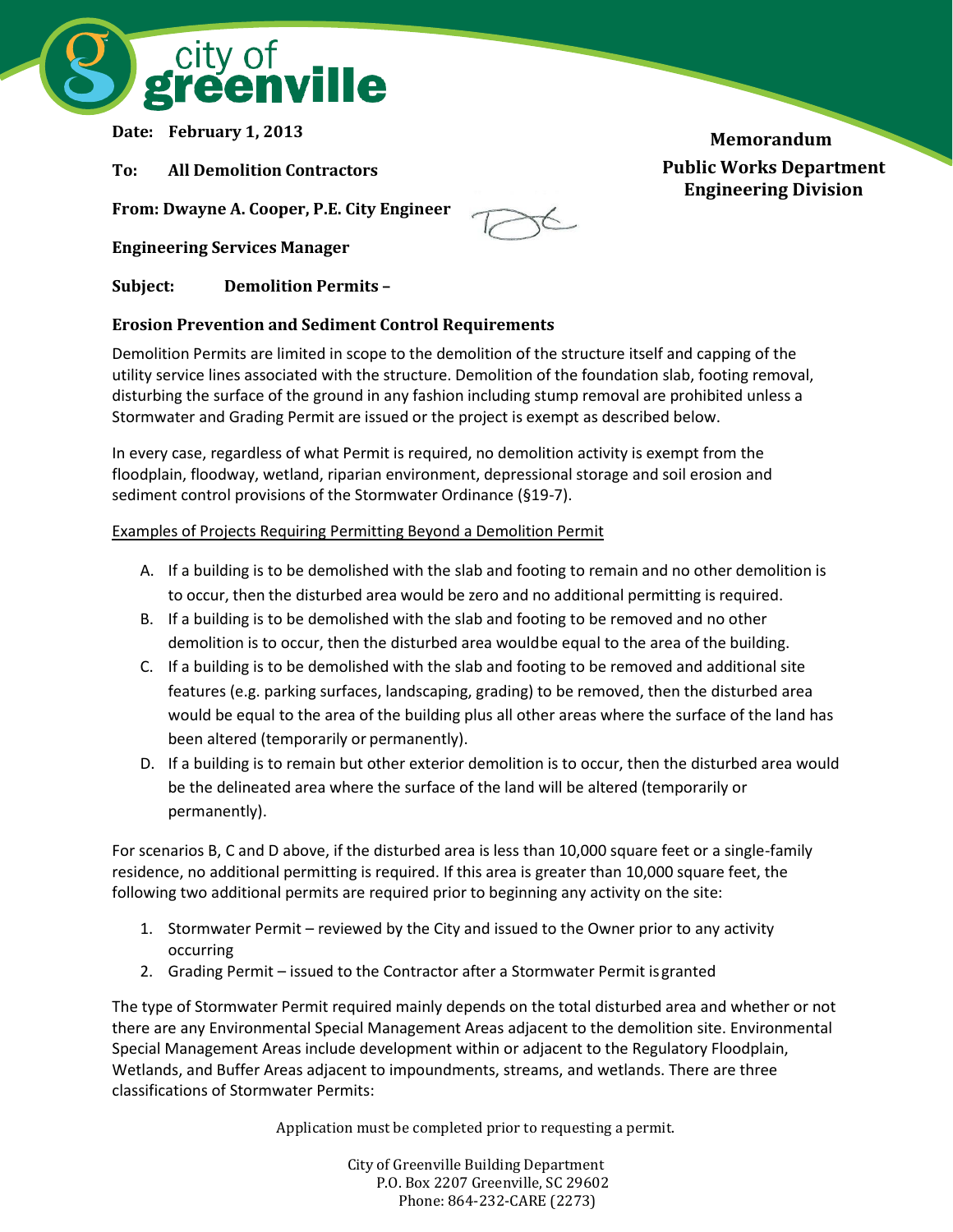city of greenville

**Memorandum**

**Public Works Department**
**Engineering Division**

**Date: February 1, 2013**

**To: All Demolition Contractors**

**From: Dwayne A. Cooper, P.E. City Engineer**

**Engineering Services Manager**

**Subject: Demolition Permits –**

**Erosion Prevention and Sediment Control Requirements**

Demolition Permits are limited in scope to the demolition of the structure itself and capping of the utility service lines associated with the structure. Demolition of the foundation slab, footing removal, disturbing the surface of the ground in any fashion including stump removal are prohibited unless a Stormwater and Grading Permit are issued or the project is exempt as described below.

In every case, regardless of what Permit is required, no demolition activity is exempt from the floodplain, floodway, wetland, riparian environment, depressional storage and soil erosion and sediment control provisions of the Stormwater Ordinance (§19-7).

Examples of Projects Requiring Permitting Beyond a Demolition Permit

A. If a building is to be demolished with the slab and footing to remain and no other demolition is to occur, then the disturbed area would be zero and no additional permitting is required.
B. If a building is to be demolished with the slab and footing to be removed and no other demolition is to occur, then the disturbed area would be equal to the area of the building.
C. If a building is to be demolished with the slab and footing to be removed and additional site features (e.g. parking surfaces, landscaping, grading) to be removed, then the disturbed area would be equal to the area of the building plus all other areas where the surface of the land has been altered (temporarily or permanently).
D. If a building is to remain but other exterior demolition is to occur, then the disturbed area would be the delineated area where the surface of the land will be altered (temporarily or permanently).

For scenarios B, C and D above, if the disturbed area is less than 10,000 square feet or a single-family residence, no additional permitting is required. If this area is greater than 10,000 square feet, the following two additional permits are required prior to beginning any activity on the site:

1. Stormwater Permit – reviewed by the City and issued to the Owner prior to any activity occurring
2. Grading Permit – issued to the Contractor after a Stormwater Permit is granted

The type of Stormwater Permit required mainly depends on the total disturbed area and whether or not there are any Environmental Special Management Areas adjacent to the demolition site. Environmental Special Management Areas include development within or adjacent to the Regulatory Floodplain, Wetlands, and Buffer Areas adjacent to impoundments, streams, and wetlands. There are three classifications of Stormwater Permits:

Application must be completed prior to requesting a permit.

City of Greenville Building Department
P.O. Box 2207 Greenville, SC 29602
Phone: 864-232-CARE (2273)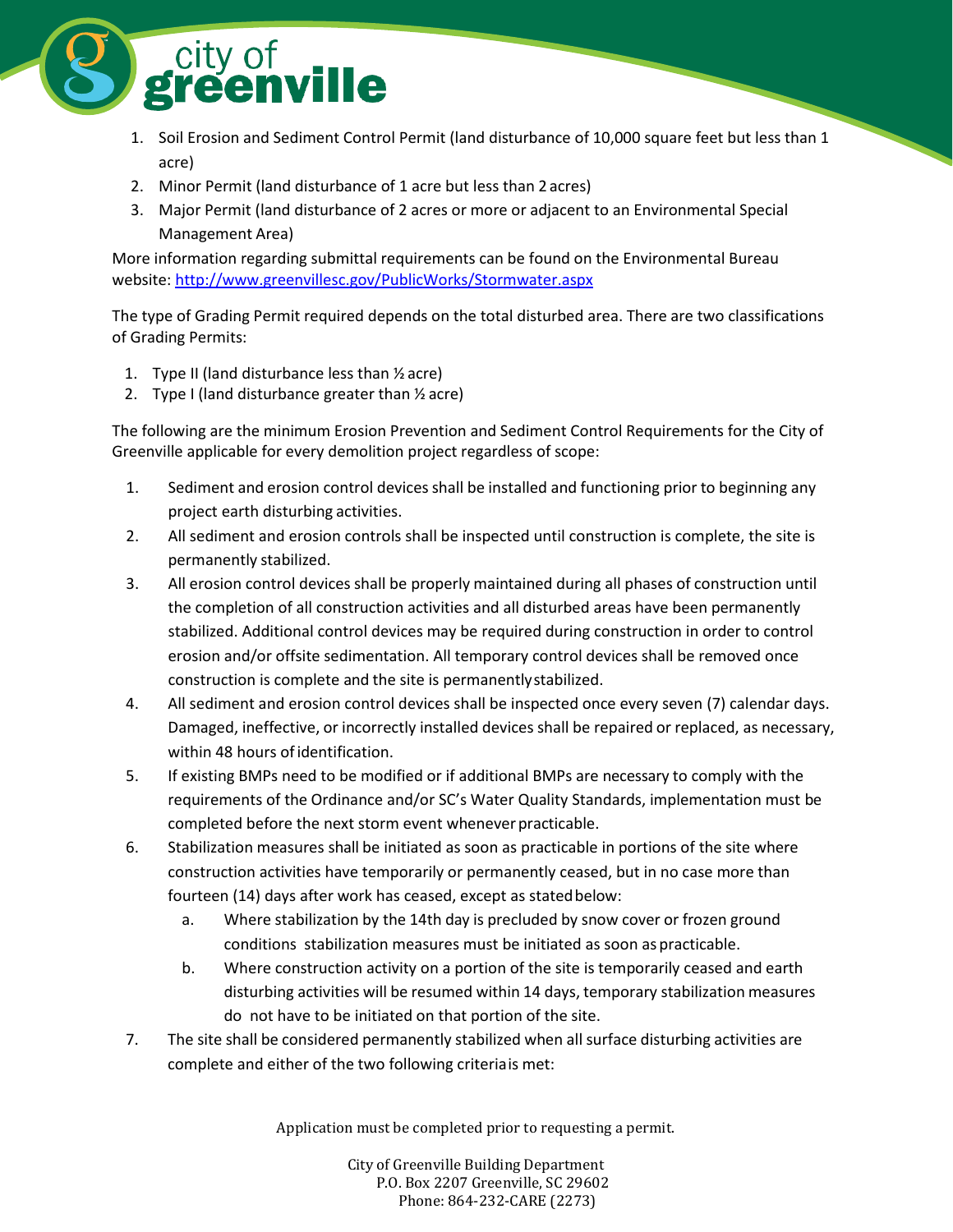1. Soil Erosion and Sediment Control Permit (land disturbance of 10,000 square feet but less than 1 acre)
2. Minor Permit (land disturbance of 1 acre but less than 2 acres)
3. Major Permit (land disturbance of 2 acres or more or adjacent to an Environmental Special Management Area)

More information regarding submittal requirements can be found on the Environmental Bureau website: http://www.greenvillesc.gov/PublicWorks/Stormwater.aspx

The type of Grading Permit required depends on the total disturbed area. There are two classifications of Grading Permits:

1. Type II (land disturbance less than ½ acre)
2. Type I (land disturbance greater than ½ acre)

The following are the minimum Erosion Prevention and Sediment Control Requirements for the City of Greenville applicable for every demolition project regardless of scope:

1. Sediment and erosion control devices shall be installed and functioning prior to beginning any project earth disturbing activities.
2. All sediment and erosion controls shall be inspected until construction is complete, the site is permanently stabilized.
3. All erosion control devices shall be properly maintained during all phases of construction until the completion of all construction activities and all disturbed areas have been permanently stabilized. Additional control devices may be required during construction in order to control erosion and/or offsite sedimentation. All temporary control devices shall be removed once construction is complete and the site is permanently stabilized.
4. All sediment and erosion control devices shall be inspected once every seven (7) calendar days. Damaged, ineffective, or incorrectly installed devices shall be repaired or replaced, as necessary, within 48 hours of identification.
5. If existing BMPs need to be modified or if additional BMPs are necessary to comply with the requirements of the Ordinance and/or SC's Water Quality Standards, implementation must be completed before the next storm event whenever practicable.
6. Stabilization measures shall be initiated as soon as practicable in portions of the site where construction activities have temporarily or permanently ceased, but in no case more than fourteen (14) days after work has ceased, except as stated below:
   a. Where stabilization by the 14th day is precluded by snow cover or frozen ground conditions stabilization measures must be initiated as soon as practicable.
   b. Where construction activity on a portion of the site is temporarily ceased and earth disturbing activities will be resumed within 14 days, temporary stabilization measures do not have to be initiated on that portion of the site.
7. The site shall be considered permanently stabilized when all surface disturbing activities are complete and either of the two following criteria is met:

Application must be completed prior to requesting a permit.

City of Greenville Building Department
P.O. Box 2207 Greenville, SC 29602
Phone: 864-232-CARE (2273)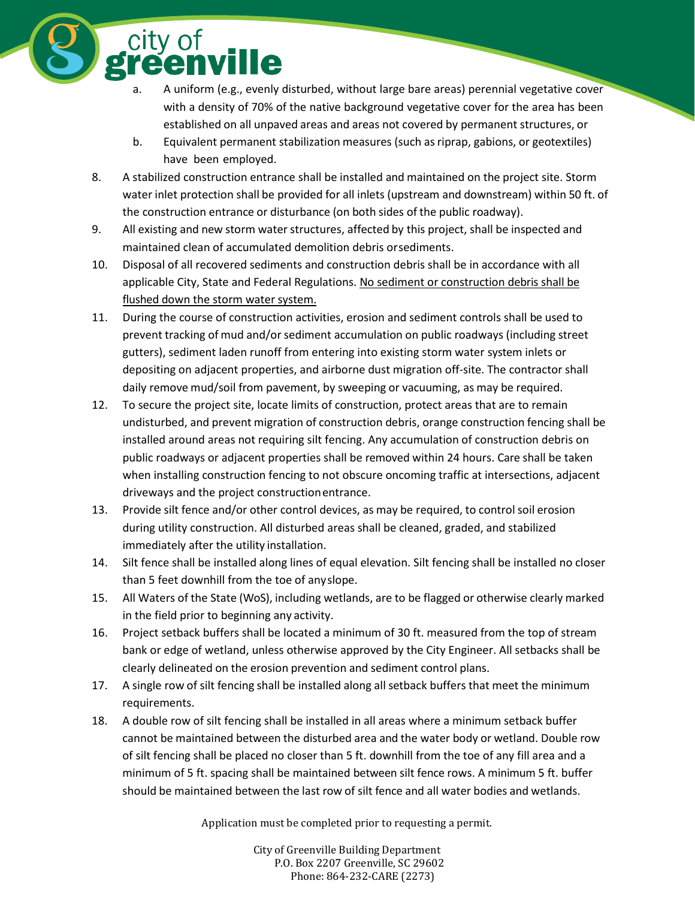a. A uniform (e.g., evenly disturbed, without large bare areas) perennial vegetative cover with a density of 70% of the native background vegetative cover for the area has been established on all unpaved areas and areas not covered by permanent structures, or

b. Equivalent permanent stabilization measures (such as riprap, gabions, or geotextiles) have been employed.

8. A stabilized construction entrance shall be installed and maintained on the project site. Storm water inlet protection shall be provided for all inlets (upstream and downstream) within 50 ft. of the construction entrance or disturbance (on both sides of the public roadway).
9. All existing and new storm water structures, affected by this project, shall be inspected and maintained clean of accumulated demolition debris or sediments.
10. Disposal of all recovered sediments and construction debris shall be in accordance with all applicable City, State and Federal Regulations. <u>No sediment or construction debris shall be flushed down the storm water system.</u>
11. During the course of construction activities, erosion and sediment controls shall be used to prevent tracking of mud and/or sediment accumulation on public roadways (including street gutters), sediment laden runoff from entering into existing storm water system inlets or depositing on adjacent properties, and airborne dust migration off-site. The contractor shall daily remove mud/soil from pavement, by sweeping or vacuuming, as may be required.
12. To secure the project site, locate limits of construction, protect areas that are to remain undisturbed, and prevent migration of construction debris, orange construction fencing shall be installed around areas not requiring silt fencing. Any accumulation of construction debris on public roadways or adjacent properties shall be removed within 24 hours. Care shall be taken when installing construction fencing to not obscure oncoming traffic at intersections, adjacent driveways and the project construction entrance.
13. Provide silt fence and/or other control devices, as may be required, to control soil erosion during utility construction. All disturbed areas shall be cleaned, graded, and stabilized immediately after the utility installation.
14. Silt fence shall be installed along lines of equal elevation. Silt fencing shall be installed no closer than 5 feet downhill from the toe of any slope.
15. All Waters of the State (WoS), including wetlands, are to be flagged or otherwise clearly marked in the field prior to beginning any activity.
16. Project setback buffers shall be located a minimum of 30 ft. measured from the top of stream bank or edge of wetland, unless otherwise approved by the City Engineer. All setbacks shall be clearly delineated on the erosion prevention and sediment control plans.
17. A single row of silt fencing shall be installed along all setback buffers that meet the minimum requirements.
18. A double row of silt fencing shall be installed in all areas where a minimum setback buffer cannot be maintained between the disturbed area and the water body or wetland. Double row of silt fencing shall be placed no closer than 5 ft. downhill from the toe of any fill area and a minimum of 5 ft. spacing shall be maintained between silt fence rows. A minimum 5 ft. buffer should be maintained between the last row of silt fence and all water bodies and wetlands.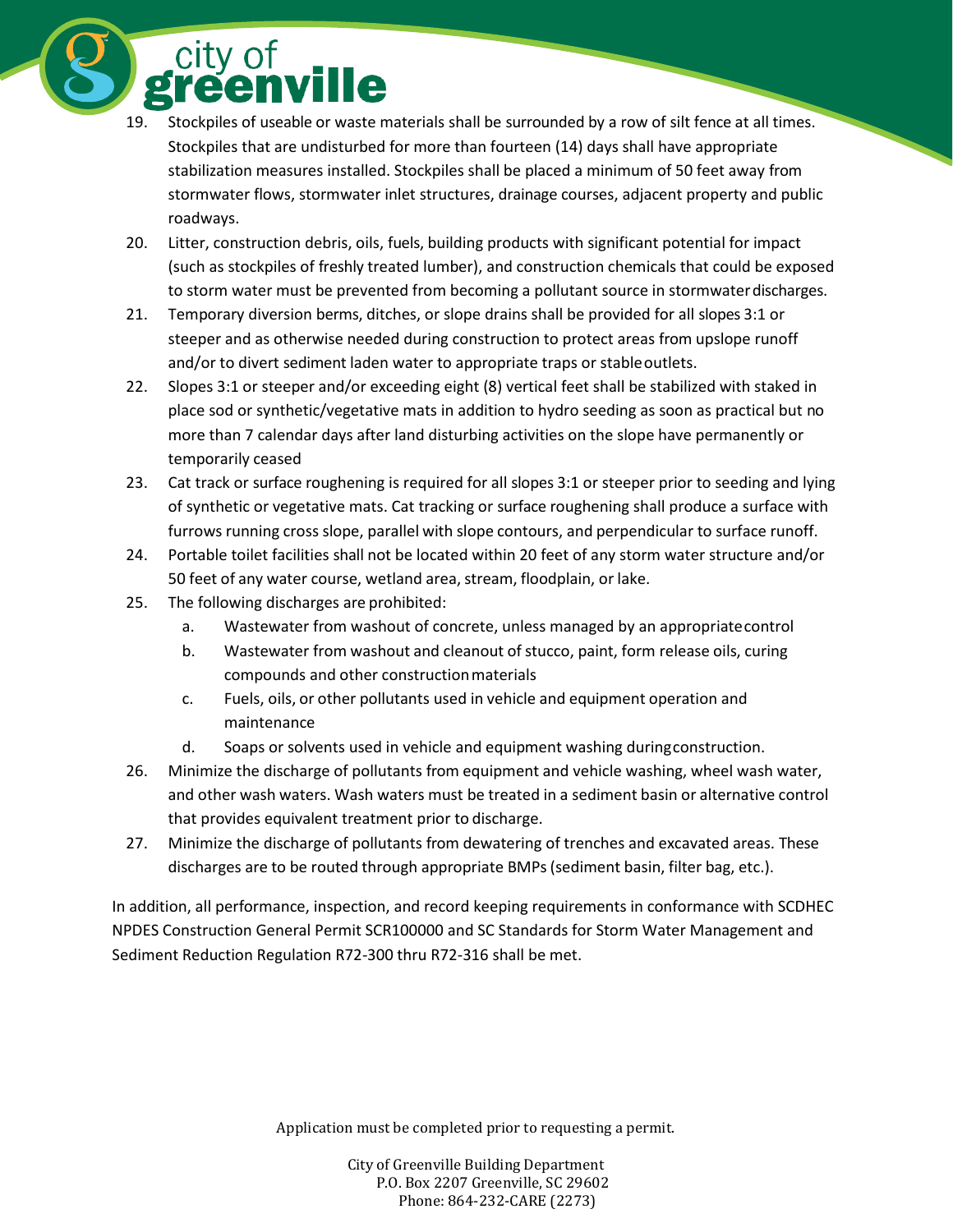19. Stockpiles of useable or waste materials shall be surrounded by a row of silt fence at all times. Stockpiles that are undisturbed for more than fourteen (14) days shall have appropriate stabilization measures installed. Stockpiles shall be placed a minimum of 50 feet away from stormwater flows, stormwater inlet structures, drainage courses, adjacent property and public roadways.
20. Litter, construction debris, oils, fuels, building products with significant potential for impact (such as stockpiles of freshly treated lumber), and construction chemicals that could be exposed to storm water must be prevented from becoming a pollutant source in stormwater discharges.
21. Temporary diversion berms, ditches, or slope drains shall be provided for all slopes 3:1 or steeper and as otherwise needed during construction to protect areas from upslope runoff and/or to divert sediment laden water to appropriate traps or stable outlets.
22. Slopes 3:1 or steeper and/or exceeding eight (8) vertical feet shall be stabilized with staked in place sod or synthetic/vegetative mats in addition to hydro seeding as soon as practical but no more than 7 calendar days after land disturbing activities on the slope have permanently or temporarily ceased
23. Cat track or surface roughening is required for all slopes 3:1 or steeper prior to seeding and lying of synthetic or vegetative mats. Cat tracking or surface roughening shall produce a surface with furrows running cross slope, parallel with slope contours, and perpendicular to surface runoff.
24. Portable toilet facilities shall not be located within 20 feet of any storm water structure and/or 50 feet of any water course, wetland area, stream, floodplain, or lake.
25. The following discharges are prohibited:
    a. Wastewater from washout of concrete, unless managed by an appropriate control
    b. Wastewater from washout and cleanout of stucco, paint, form release oils, curing compounds and other construction materials
    c. Fuels, oils, or other pollutants used in vehicle and equipment operation and maintenance
    d. Soaps or solvents used in vehicle and equipment washing during construction.
26. Minimize the discharge of pollutants from equipment and vehicle washing, wheel wash water, and other wash waters. Wash waters must be treated in a sediment basin or alternative control that provides equivalent treatment prior to discharge.
27. Minimize the discharge of pollutants from dewatering of trenches and excavated areas. These discharges are to be routed through appropriate BMPs (sediment basin, filter bag, etc.).

In addition, all performance, inspection, and record keeping requirements in conformance with SCDHEC NPDES Construction General Permit SCR100000 and SC Standards for Storm Water Management and Sediment Reduction Regulation R72-300 thru R72-316 shall be met.

Application must be completed prior to requesting a permit.

City of Greenville Building Department
P.O. Box 2207 Greenville, SC 29602
Phone: 864-232-CARE (2273)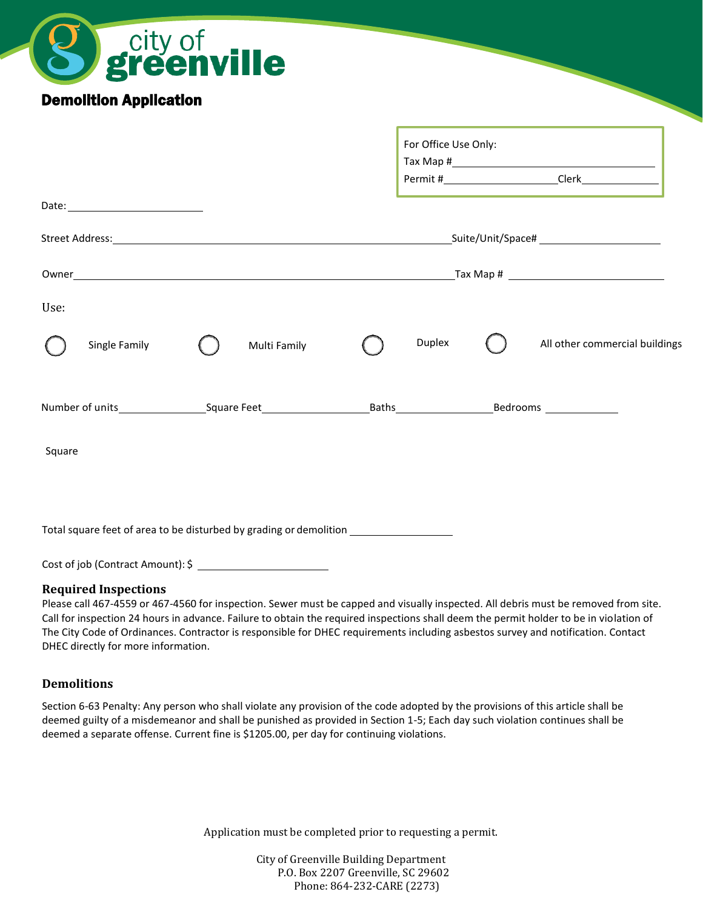city of greenville

# Demolition Application

For Office Use Only:
Tax Map #\_\_\_\_\_\_\_\_\_\_\_\_\_\_\_\_\_\_\_\_
Permit #\_\_\_\_\_\_\_\_\_\_\_\_\_\_\_\_\_\_\_\_ Clerk\_\_\_\_\_\_\_\_\_\_\_\_\_\_\_\_\_\_\_\_

Date: \_\_\_\_\_\_\_\_\_\_\_\_\_\_\_\_\_\_\_\_

Street Address: \_\_\_\_\_\_\_\_\_\_\_\_\_\_\_\_\_\_\_\_ Suite/Unit/Space# \_\_\_\_\_\_\_\_\_\_\_\_\_\_\_\_\_\_\_\_

Owner \_\_\_\_\_\_\_\_\_\_\_\_\_\_\_\_\_\_\_\_ Tax Map # \_\_\_\_\_\_\_\_\_\_\_\_\_\_\_\_\_\_\_\_

Use:

◯ Single Family ◯ Multi Family ◯ Duplex ◯ All other commercial buildings

Number of units\_\_\_\_\_\_\_\_\_\_\_\_\_\_\_\_\_\_\_\_ Square Feet\_\_\_\_\_\_\_\_\_\_\_\_\_\_\_\_\_\_\_\_ Baths\_\_\_\_\_\_\_\_\_\_\_\_\_\_\_\_\_\_\_\_ Bedrooms \_\_\_\_\_\_\_\_\_\_\_\_\_\_\_\_\_\_\_\_

Square

Total square feet of area to be disturbed by grading or demolition \_\_\_\_\_\_\_\_\_\_\_\_\_\_\_\_\_\_\_\_

Cost of job (Contract Amount): $ \_\_\_\_\_\_\_\_\_\_\_\_\_\_\_\_\_\_\_\_

### Required Inspections

Please call 467-4559 or 467-4560 for inspection. Sewer must be capped and visually inspected. All debris must be removed from site. Call for inspection 24 hours in advance. Failure to obtain the required inspections shall deem the permit holder to be in violation of The City Code of Ordinances. Contractor is responsible for DHEC requirements including asbestos survey and notification. Contact DHEC directly for more information.

### Demolitions

Section 6-63 Penalty: Any person who shall violate any provision of the code adopted by the provisions of this article shall be deemed guilty of a misdemeanor and shall be punished as provided in Section 1-5; Each day such violation continues shall be deemed a separate offense. Current fine is $1205.00, per day for continuing violations.

Application must be completed prior to requesting a permit.

City of Greenville Building Department
P.O. Box 2207 Greenville, SC 29602
Phone: 864-232-CARE (2273)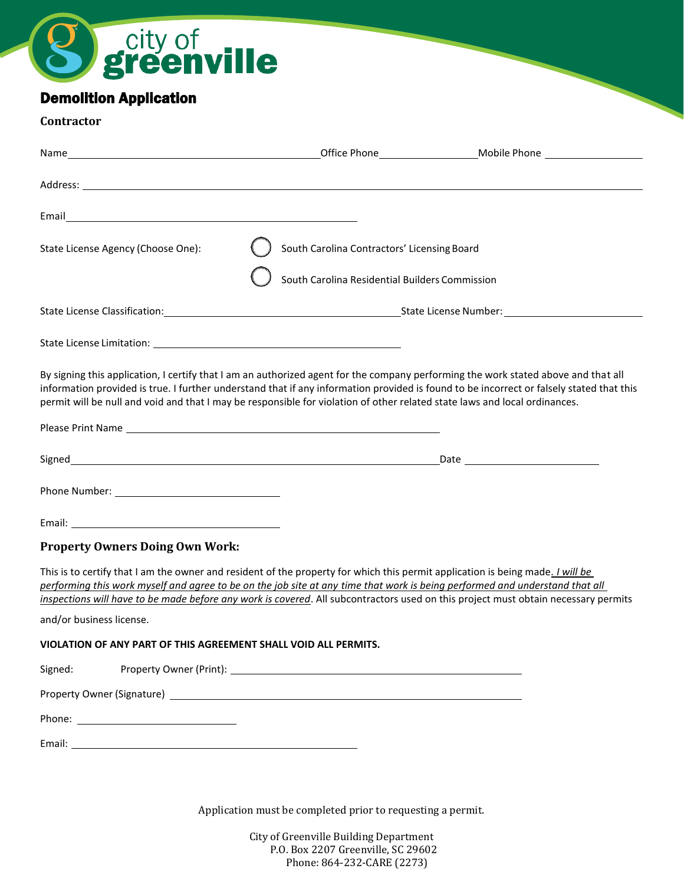city of greenville

# Demolition Application

**Contractor**

Name\_\_\_\_\_\_\_\_\_\_\_\_\_\_\_\_\_\_\_\_\_\_\_\_\_\_\_\_\_\_\_\_\_\_\_\_\_\_\_\_\_ Office Phone\_\_\_\_\_\_\_\_\_\_\_\_\_\_\_\_ Mobile Phone \_\_\_\_\_\_\_\_\_\_\_\_\_\_\_\_

Address: \_\_\_\_\_\_\_\_\_\_\_\_\_\_\_\_\_\_\_\_\_\_\_\_\_\_\_\_\_\_\_\_\_\_\_\_\_\_\_\_\_\_\_\_\_\_\_\_\_\_\_\_\_\_\_\_\_\_\_\_\_\_\_\_\_\_\_\_\_\_\_\_\_\_\_\_\_\_\_\_\_\_\_\_\_\_\_\_

Email\_\_\_\_\_\_\_\_\_\_\_\_\_\_\_\_\_\_\_\_\_\_\_\_\_\_\_\_\_\_\_\_\_\_\_\_\_\_\_\_\_\_\_\_\_\_

State License Agency (Choose One):

- ◯ South Carolina Contractors' Licensing Board
- ◯ South Carolina Residential Builders Commission

State License Classification:\_\_\_\_\_\_\_\_\_\_\_\_\_\_\_\_\_\_\_\_\_\_\_\_\_\_\_\_\_\_\_\_\_\_\_\_\_\_ State License Number:\_\_\_\_\_\_\_\_\_\_\_\_\_\_\_\_\_\_\_\_\_\_\_

State License Limitation: \_\_\_\_\_\_\_\_\_\_\_\_\_\_\_\_\_\_\_\_\_\_\_\_\_\_\_\_\_\_\_\_\_\_\_\_\_\_\_\_

By signing this application, I certify that I am an authorized agent for the company performing the work stated above and that all information provided is true. I further understand that if any information provided is found to be incorrect or falsely stated that this permit will be null and void and that I may be responsible for violation of other related state laws and local ordinances.

Please Print Name \_\_\_\_\_\_\_\_\_\_\_\_\_\_\_\_\_\_\_\_\_\_\_\_\_\_\_\_\_\_\_\_\_\_\_\_\_\_\_\_\_\_\_\_\_\_\_\_\_

Signed\_\_\_\_\_\_\_\_\_\_\_\_\_\_\_\_\_\_\_\_\_\_\_\_\_\_\_\_\_\_\_\_\_\_\_\_\_\_\_\_\_\_\_\_\_\_\_\_\_\_\_\_\_\_\_\_\_\_\_\_\_ Date \_\_\_\_\_\_\_\_\_\_\_\_\_\_\_\_\_\_\_\_\_\_

Phone Number: \_\_\_\_\_\_\_\_\_\_\_\_\_\_\_\_\_\_\_\_\_\_\_\_\_\_\_

Email: \_\_\_\_\_\_\_\_\_\_\_\_\_\_\_\_\_\_\_\_\_\_\_\_\_\_\_\_\_\_\_\_\_\_\_\_

### Property Owners Doing Own Work:

This is to certify that I am the owner and resident of the property for which this permit application is being made. *I will be performing this work myself and agree to be on the job site at any time that work is being performed and understand that all inspections will have to be made before any work is covered*. All subcontractors used on this project must obtain necessary permits and/or business license.

**VIOLATION OF ANY PART OF THIS AGREEMENT SHALL VOID ALL PERMITS.**

Signed: Property Owner (Print): \_\_\_\_\_\_\_\_\_\_\_\_\_\_\_\_\_\_\_\_\_\_\_\_\_\_\_\_\_\_\_\_\_\_\_\_\_\_\_\_\_\_\_\_\_\_\_\_

Property Owner (Signature) \_\_\_\_\_\_\_\_\_\_\_\_\_\_\_\_\_\_\_\_\_\_\_\_\_\_\_\_\_\_\_\_\_\_\_\_\_\_\_\_\_\_\_\_\_\_\_\_\_\_\_\_\_\_

Phone: \_\_\_\_\_\_\_\_\_\_\_\_\_\_\_\_\_\_\_\_\_\_\_\_\_\_

Email: \_\_\_\_\_\_\_\_\_\_\_\_\_\_\_\_\_\_\_\_\_\_\_\_\_\_\_\_\_\_\_\_\_\_\_\_\_\_\_\_\_\_\_\_\_\_

Application must be completed prior to requesting a permit.

City of Greenville Building Department
P.O. Box 2207 Greenville, SC 29602
Phone: 864-232-CARE (2273)